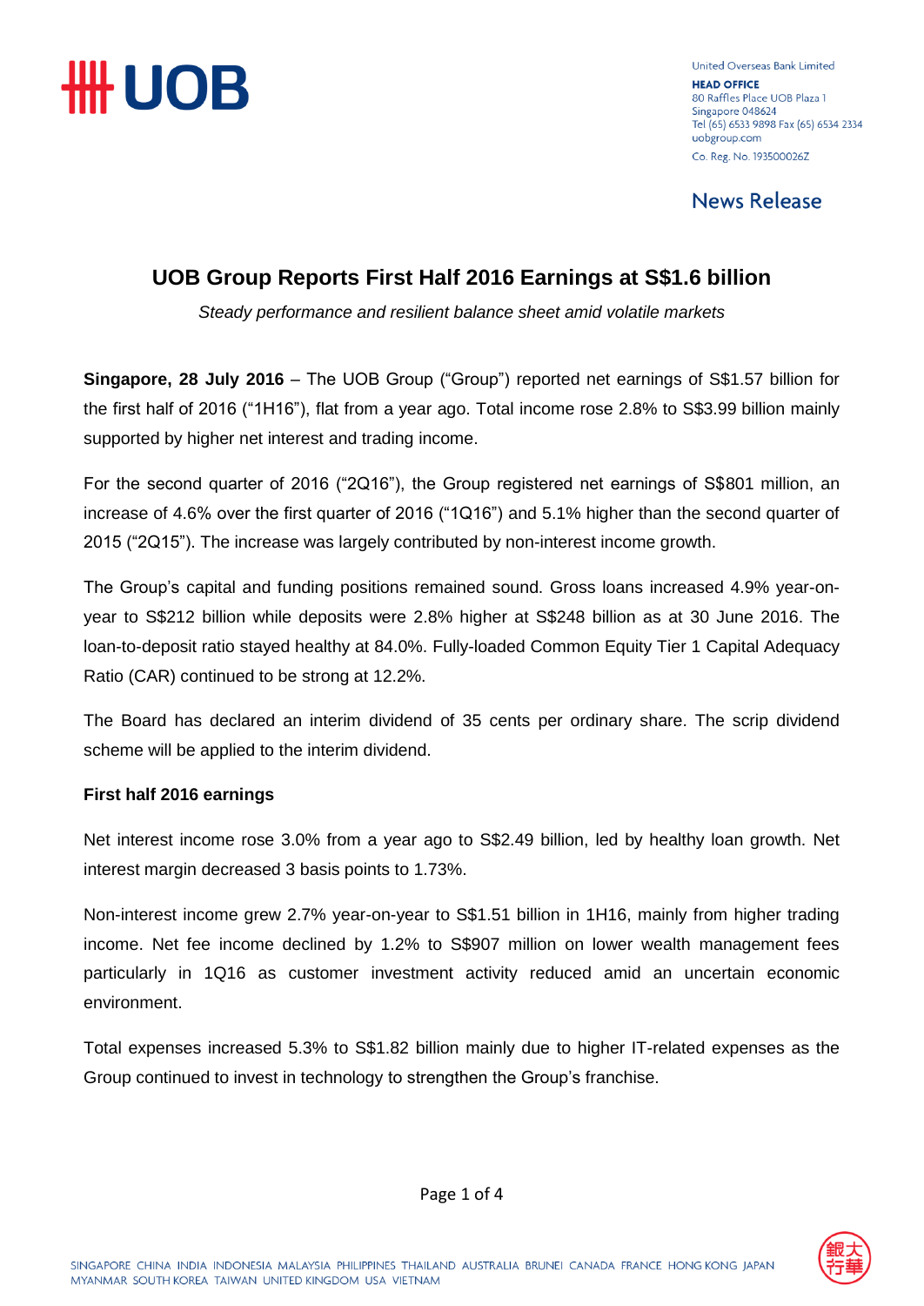United Overseas Bank Limited
**HEAD OFFICE**
80 Raffles Place UOB Plaza 1
Singapore 048624
Tel (65) 6533 9898 Fax (65) 6534 2334
uobgroup.com
Co. Reg. No. 193500026Z

News Release

# UOB Group Reports First Half 2016 Earnings at S$1.6 billion

*Steady performance and resilient balance sheet amid volatile markets*

**Singapore, 28 July 2016** – The UOB Group ("Group") reported net earnings of S$1.57 billion for the first half of 2016 ("1H16"), flat from a year ago. Total income rose 2.8% to S$3.99 billion mainly supported by higher net interest and trading income.

For the second quarter of 2016 ("2Q16"), the Group registered net earnings of S$801 million, an increase of 4.6% over the first quarter of 2016 ("1Q16") and 5.1% higher than the second quarter of 2015 ("2Q15"). The increase was largely contributed by non-interest income growth.

The Group's capital and funding positions remained sound. Gross loans increased 4.9% year-on-year to S$212 billion while deposits were 2.8% higher at S$248 billion as at 30 June 2016. The loan-to-deposit ratio stayed healthy at 84.0%. Fully-loaded Common Equity Tier 1 Capital Adequacy Ratio (CAR) continued to be strong at 12.2%.

The Board has declared an interim dividend of 35 cents per ordinary share. The scrip dividend scheme will be applied to the interim dividend.

**First half 2016 earnings**

Net interest income rose 3.0% from a year ago to S$2.49 billion, led by healthy loan growth. Net interest margin decreased 3 basis points to 1.73%.

Non-interest income grew 2.7% year-on-year to S$1.51 billion in 1H16, mainly from higher trading income. Net fee income declined by 1.2% to S$907 million on lower wealth management fees particularly in 1Q16 as customer investment activity reduced amid an uncertain economic environment.

Total expenses increased 5.3% to S$1.82 billion mainly due to higher IT-related expenses as the Group continued to invest in technology to strengthen the Group's franchise.

SINGAPORE CHINA INDIA INDONESIA MALAYSIA PHILIPPINES THAILAND AUSTRALIA BRUNEI CANADA FRANCE HONG KONG JAPAN MYANMAR SOUTH KOREA TAIWAN UNITED KINGDOM USA VIETNAM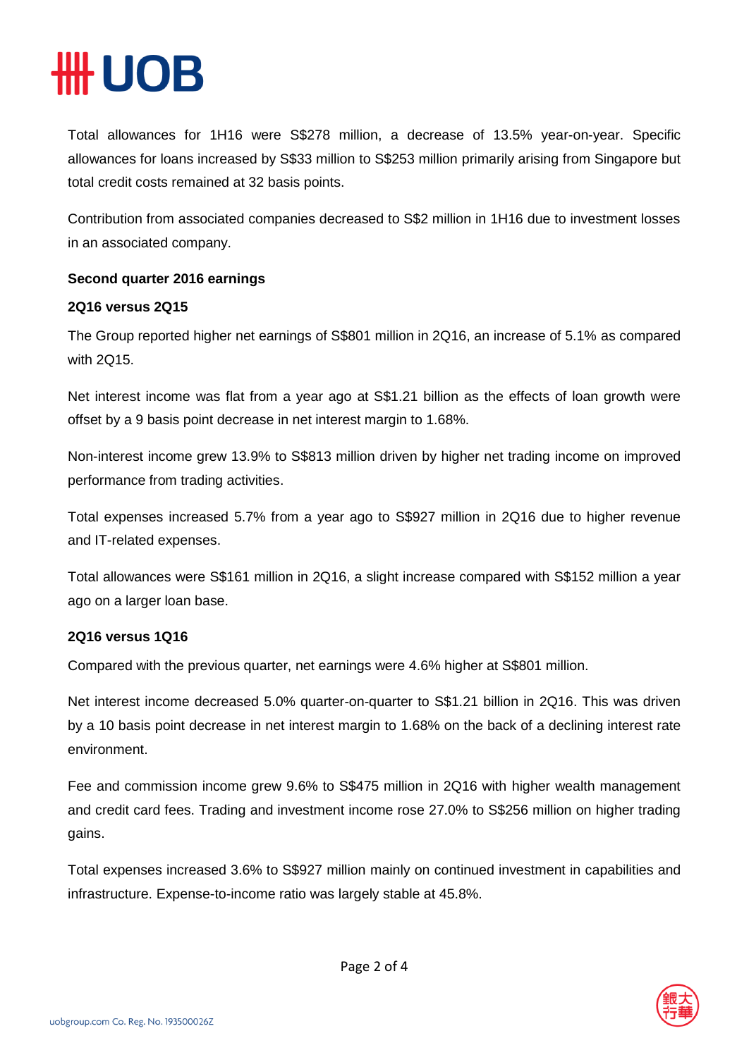Total allowances for 1H16 were S$278 million, a decrease of 13.5% year-on-year. Specific allowances for loans increased by S$33 million to S$253 million primarily arising from Singapore but total credit costs remained at 32 basis points.

Contribution from associated companies decreased to S$2 million in 1H16 due to investment losses in an associated company.

**Second quarter 2016 earnings**

**2Q16 versus 2Q15**

The Group reported higher net earnings of S$801 million in 2Q16, an increase of 5.1% as compared with 2Q15.

Net interest income was flat from a year ago at S$1.21 billion as the effects of loan growth were offset by a 9 basis point decrease in net interest margin to 1.68%.

Non-interest income grew 13.9% to S$813 million driven by higher net trading income on improved performance from trading activities.

Total expenses increased 5.7% from a year ago to S$927 million in 2Q16 due to higher revenue and IT-related expenses.

Total allowances were S$161 million in 2Q16, a slight increase compared with S$152 million a year ago on a larger loan base.

**2Q16 versus 1Q16**

Compared with the previous quarter, net earnings were 4.6% higher at S$801 million.

Net interest income decreased 5.0% quarter-on-quarter to S$1.21 billion in 2Q16. This was driven by a 10 basis point decrease in net interest margin to 1.68% on the back of a declining interest rate environment.

Fee and commission income grew 9.6% to S$475 million in 2Q16 with higher wealth management and credit card fees. Trading and investment income rose 27.0% to S$256 million on higher trading gains.

Total expenses increased 3.6% to S$927 million mainly on continued investment in capabilities and infrastructure. Expense-to-income ratio was largely stable at 45.8%.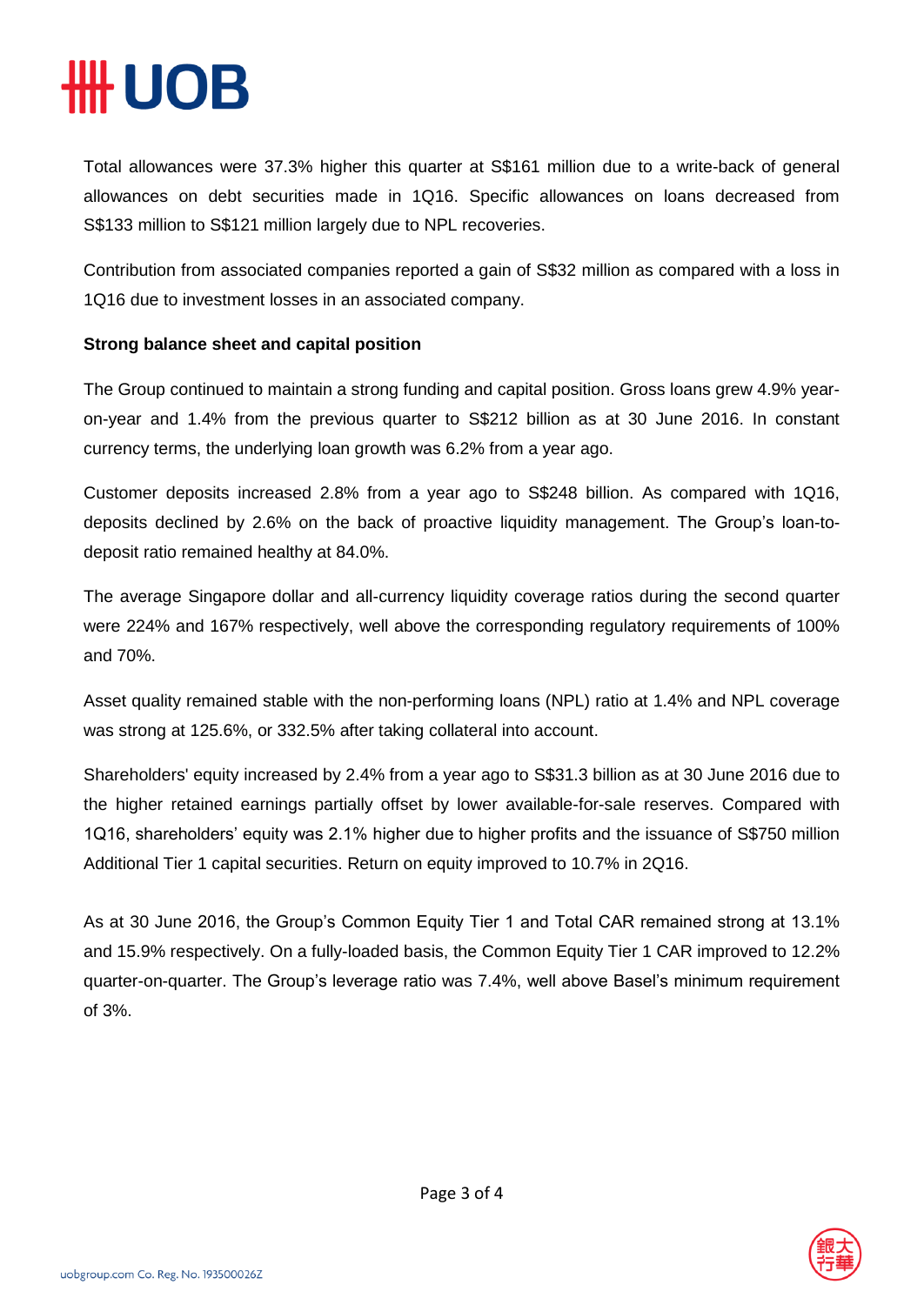Total allowances were 37.3% higher this quarter at S$161 million due to a write-back of general allowances on debt securities made in 1Q16. Specific allowances on loans decreased from S$133 million to S$121 million largely due to NPL recoveries.

Contribution from associated companies reported a gain of S$32 million as compared with a loss in 1Q16 due to investment losses in an associated company.

**Strong balance sheet and capital position**

The Group continued to maintain a strong funding and capital position. Gross loans grew 4.9% year-on-year and 1.4% from the previous quarter to S$212 billion as at 30 June 2016. In constant currency terms, the underlying loan growth was 6.2% from a year ago.

Customer deposits increased 2.8% from a year ago to S$248 billion. As compared with 1Q16, deposits declined by 2.6% on the back of proactive liquidity management. The Group's loan-to-deposit ratio remained healthy at 84.0%.

The average Singapore dollar and all-currency liquidity coverage ratios during the second quarter were 224% and 167% respectively, well above the corresponding regulatory requirements of 100% and 70%.

Asset quality remained stable with the non-performing loans (NPL) ratio at 1.4% and NPL coverage was strong at 125.6%, or 332.5% after taking collateral into account.

Shareholders' equity increased by 2.4% from a year ago to S$31.3 billion as at 30 June 2016 due to the higher retained earnings partially offset by lower available-for-sale reserves. Compared with 1Q16, shareholders' equity was 2.1% higher due to higher profits and the issuance of S$750 million Additional Tier 1 capital securities. Return on equity improved to 10.7% in 2Q16.

As at 30 June 2016, the Group's Common Equity Tier 1 and Total CAR remained strong at 13.1% and 15.9% respectively. On a fully-loaded basis, the Common Equity Tier 1 CAR improved to 12.2% quarter-on-quarter. The Group's leverage ratio was 7.4%, well above Basel's minimum requirement of 3%.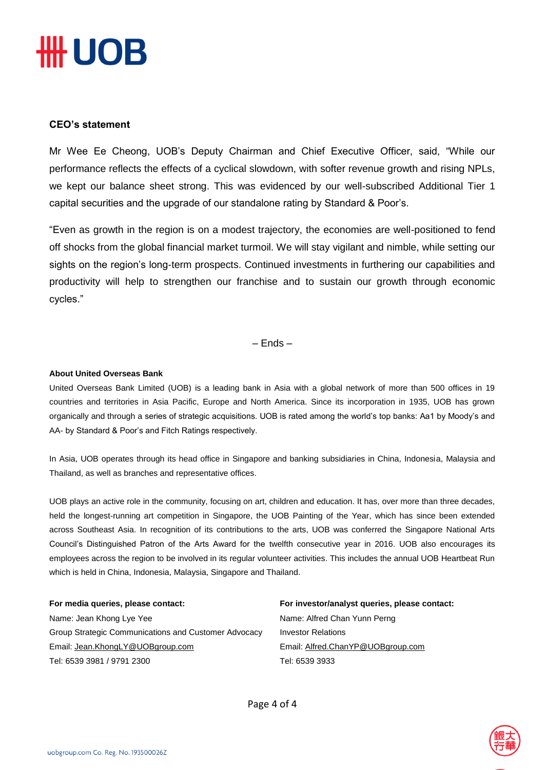**CEO's statement**

Mr Wee Ee Cheong, UOB's Deputy Chairman and Chief Executive Officer, said, "While our performance reflects the effects of a cyclical slowdown, with softer revenue growth and rising NPLs, we kept our balance sheet strong. This was evidenced by our well-subscribed Additional Tier 1 capital securities and the upgrade of our standalone rating by Standard & Poor's.

"Even as growth in the region is on a modest trajectory, the economies are well-positioned to fend off shocks from the global financial market turmoil. We will stay vigilant and nimble, while setting our sights on the region's long-term prospects. Continued investments in furthering our capabilities and productivity will help to strengthen our franchise and to sustain our growth through economic cycles."

– Ends –

**About United Overseas Bank**

United Overseas Bank Limited (UOB) is a leading bank in Asia with a global network of more than 500 offices in 19 countries and territories in Asia Pacific, Europe and North America. Since its incorporation in 1935, UOB has grown organically and through a series of strategic acquisitions. UOB is rated among the world's top banks: Aa1 by Moody's and AA- by Standard & Poor's and Fitch Ratings respectively.

In Asia, UOB operates through its head office in Singapore and banking subsidiaries in China, Indonesia, Malaysia and Thailand, as well as branches and representative offices.

UOB plays an active role in the community, focusing on art, children and education. It has, over more than three decades, held the longest-running art competition in Singapore, the UOB Painting of the Year, which has since been extended across Southeast Asia. In recognition of its contributions to the arts, UOB was conferred the Singapore National Arts Council's Distinguished Patron of the Arts Award for the twelfth consecutive year in 2016. UOB also encourages its employees across the region to be involved in its regular volunteer activities. This includes the annual UOB Heartbeat Run which is held in China, Indonesia, Malaysia, Singapore and Thailand.

**For media queries, please contact:**
Name: Jean Khong Lye Yee
Group Strategic Communications and Customer Advocacy
Email: Jean.KhongLY@UOBgroup.com
Tel: 6539 3981 / 9791 2300

**For investor/analyst queries, please contact:**
Name: Alfred Chan Yunn Perng
Investor Relations
Email: Alfred.ChanYP@UOBgroup.com
Tel: 6539 3933